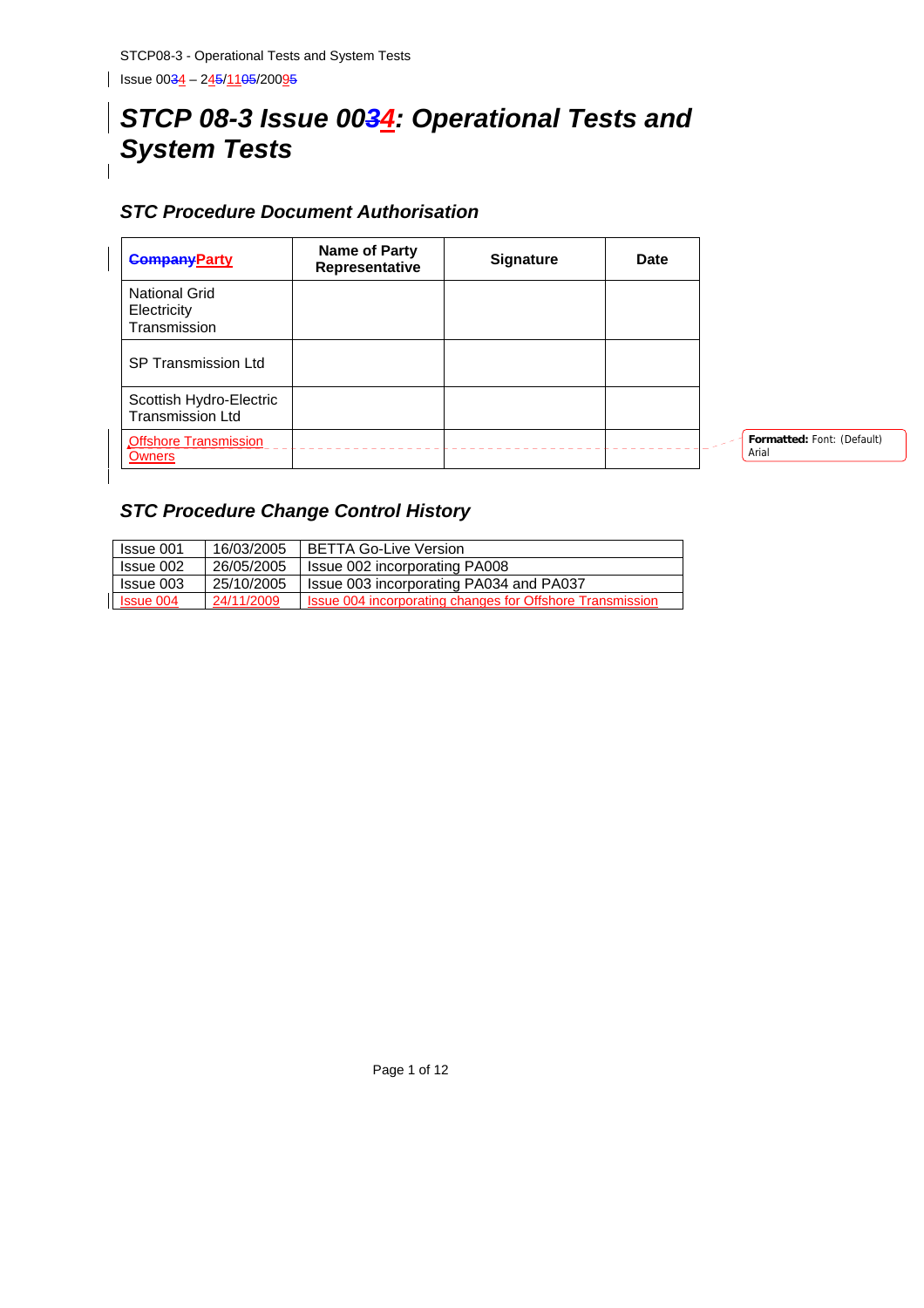# STCP 08-3 Issue 0034: Operational Tests and System Tests

## STC Procedure Document Authorisation

| CompanyParty | Name of Party Representative | Signature | Date |
|---|---|---|---|
| National Grid Electricity Transmission | | | |
| SP Transmission Ltd | | | |
| Scottish Hydro-Electric Transmission Ltd | | | |
| Offshore Transmission Owners | | | |

Formatted: Font: (Default) Arial

## STC Procedure Change Control History

| | | |
|---|---|---|
| Issue 001 | 16/03/2005 | BETTA Go-Live Version |
| Issue 002 | 26/05/2005 | Issue 002 incorporating PA008 |
| Issue 003 | 25/10/2005 | Issue 003 incorporating PA034 and PA037 |
| Issue 004 | 24/11/2009 | Issue 004 incorporating changes for Offshore Transmission |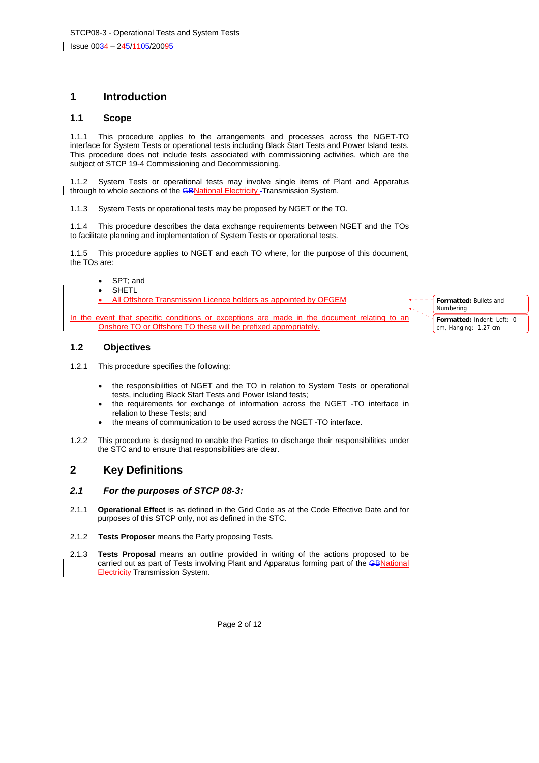# 1 Introduction

## 1.1 Scope

1.1.1 This procedure applies to the arrangements and processes across the NGET-TO interface for System Tests or operational tests including Black Start Tests and Power Island tests. This procedure does not include tests associated with commissioning activities, which are the subject of STCP 19-4 Commissioning and Decommissioning.

1.1.2 System Tests or operational tests may involve single items of Plant and Apparatus through to whole sections of the National Electricity Transmission System.

1.1.3 System Tests or operational tests may be proposed by NGET or the TO.

1.1.4 This procedure describes the data exchange requirements between NGET and the TOs to facilitate planning and implementation of System Tests or operational tests.

1.1.5 This procedure applies to NGET and each TO where, for the purpose of this document, the TOs are:

- SPT; and
- SHETL
- All Offshore Transmission Licence holders as appointed by OFGEM

In the event that specific conditions or exceptions are made in the document relating to an Onshore TO or Offshore TO these will be prefixed appropriately.

## 1.2 Objectives

1.2.1 This procedure specifies the following:

- the responsibilities of NGET and the TO in relation to System Tests or operational tests, including Black Start Tests and Power Island tests;
- the requirements for exchange of information across the NGET -TO interface in relation to these Tests; and
- the means of communication to be used across the NGET -TO interface.

1.2.2 This procedure is designed to enable the Parties to discharge their responsibilities under the STC and to ensure that responsibilities are clear.

# 2 Key Definitions

## *2.1 For the purposes of STCP 08-3:*

2.1.1 **Operational Effect** is as defined in the Grid Code as at the Code Effective Date and for purposes of this STCP only, not as defined in the STC.

2.1.2 **Tests Proposer** means the Party proposing Tests.

2.1.3 **Tests Proposal** means an outline provided in writing of the actions proposed to be carried out as part of Tests involving Plant and Apparatus forming part of the National Electricity Transmission System.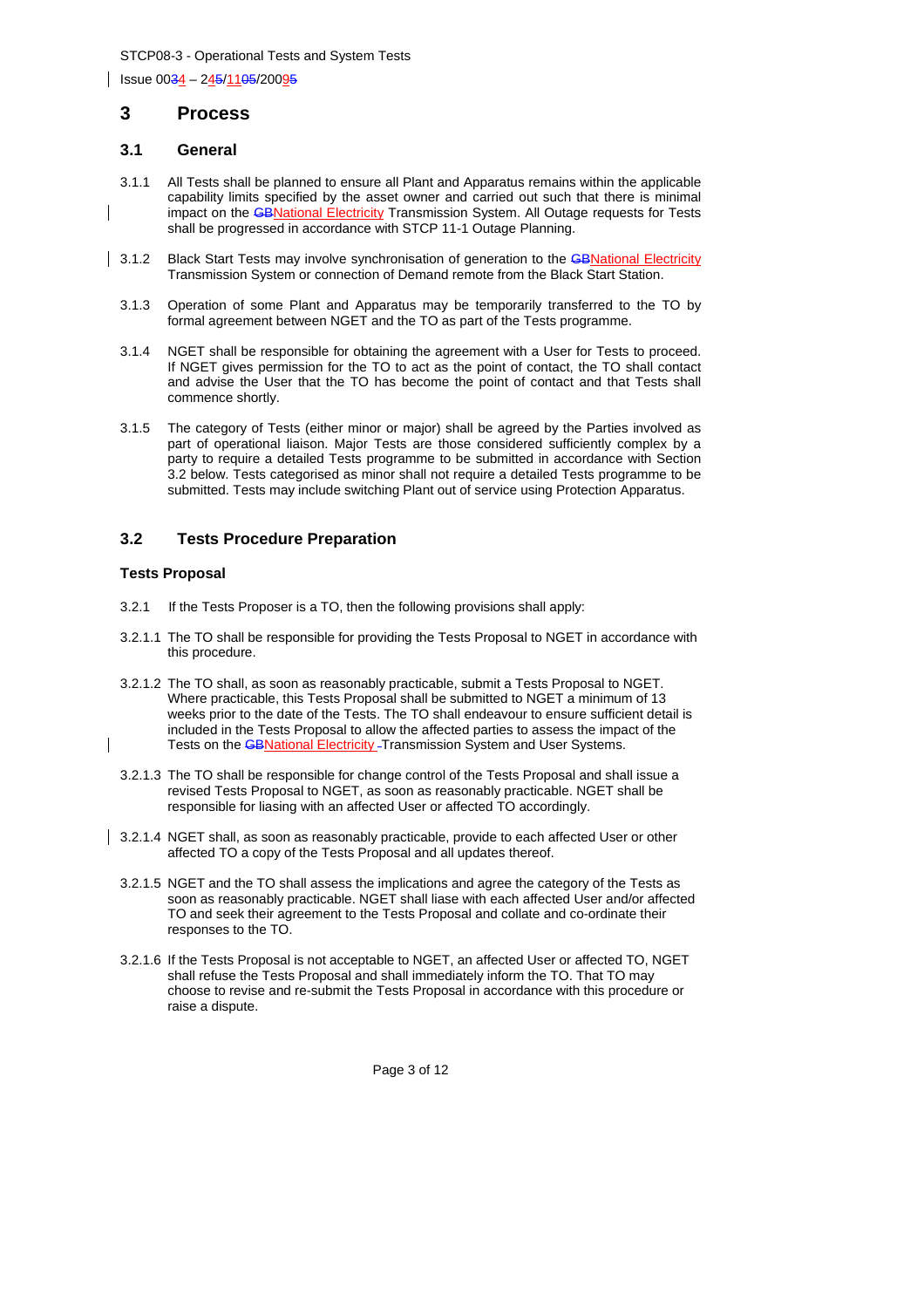## 3 Process

### 3.1 General

3.1.1 All Tests shall be planned to ensure all Plant and Apparatus remains within the applicable capability limits specified by the asset owner and carried out such that there is minimal impact on the ~~GB~~National Electricity Transmission System. All Outage requests for Tests shall be progressed in accordance with STCP 11-1 Outage Planning.

3.1.2 Black Start Tests may involve synchronisation of generation to the ~~GB~~National Electricity Transmission System or connection of Demand remote from the Black Start Station.

3.1.3 Operation of some Plant and Apparatus may be temporarily transferred to the TO by formal agreement between NGET and the TO as part of the Tests programme.

3.1.4 NGET shall be responsible for obtaining the agreement with a User for Tests to proceed. If NGET gives permission for the TO to act as the point of contact, the TO shall contact and advise the User that the TO has become the point of contact and that Tests shall commence shortly.

3.1.5 The category of Tests (either minor or major) shall be agreed by the Parties involved as part of operational liaison. Major Tests are those considered sufficiently complex by a party to require a detailed Tests programme to be submitted in accordance with Section 3.2 below. Tests categorised as minor shall not require a detailed Tests programme to be submitted. Tests may include switching Plant out of service using Protection Apparatus.

### 3.2 Tests Procedure Preparation

**Tests Proposal**

3.2.1 If the Tests Proposer is a TO, then the following provisions shall apply:

3.2.1.1 The TO shall be responsible for providing the Tests Proposal to NGET in accordance with this procedure.

3.2.1.2 The TO shall, as soon as reasonably practicable, submit a Tests Proposal to NGET. Where practicable, this Tests Proposal shall be submitted to NGET a minimum of 13 weeks prior to the date of the Tests. The TO shall endeavour to ensure sufficient detail is included in the Tests Proposal to allow the affected parties to assess the impact of the Tests on the ~~GB~~National Electricity Transmission System and User Systems.

3.2.1.3 The TO shall be responsible for change control of the Tests Proposal and shall issue a revised Tests Proposal to NGET, as soon as reasonably practicable. NGET shall be responsible for liasing with an affected User or affected TO accordingly.

3.2.1.4 NGET shall, as soon as reasonably practicable, provide to each affected User or other affected TO a copy of the Tests Proposal and all updates thereof.

3.2.1.5 NGET and the TO shall assess the implications and agree the category of the Tests as soon as reasonably practicable. NGET shall liase with each affected User and/or affected TO and seek their agreement to the Tests Proposal and collate and co-ordinate their responses to the TO.

3.2.1.6 If the Tests Proposal is not acceptable to NGET, an affected User or affected TO, NGET shall refuse the Tests Proposal and shall immediately inform the TO. That TO may choose to revise and re-submit the Tests Proposal in accordance with this procedure or raise a dispute.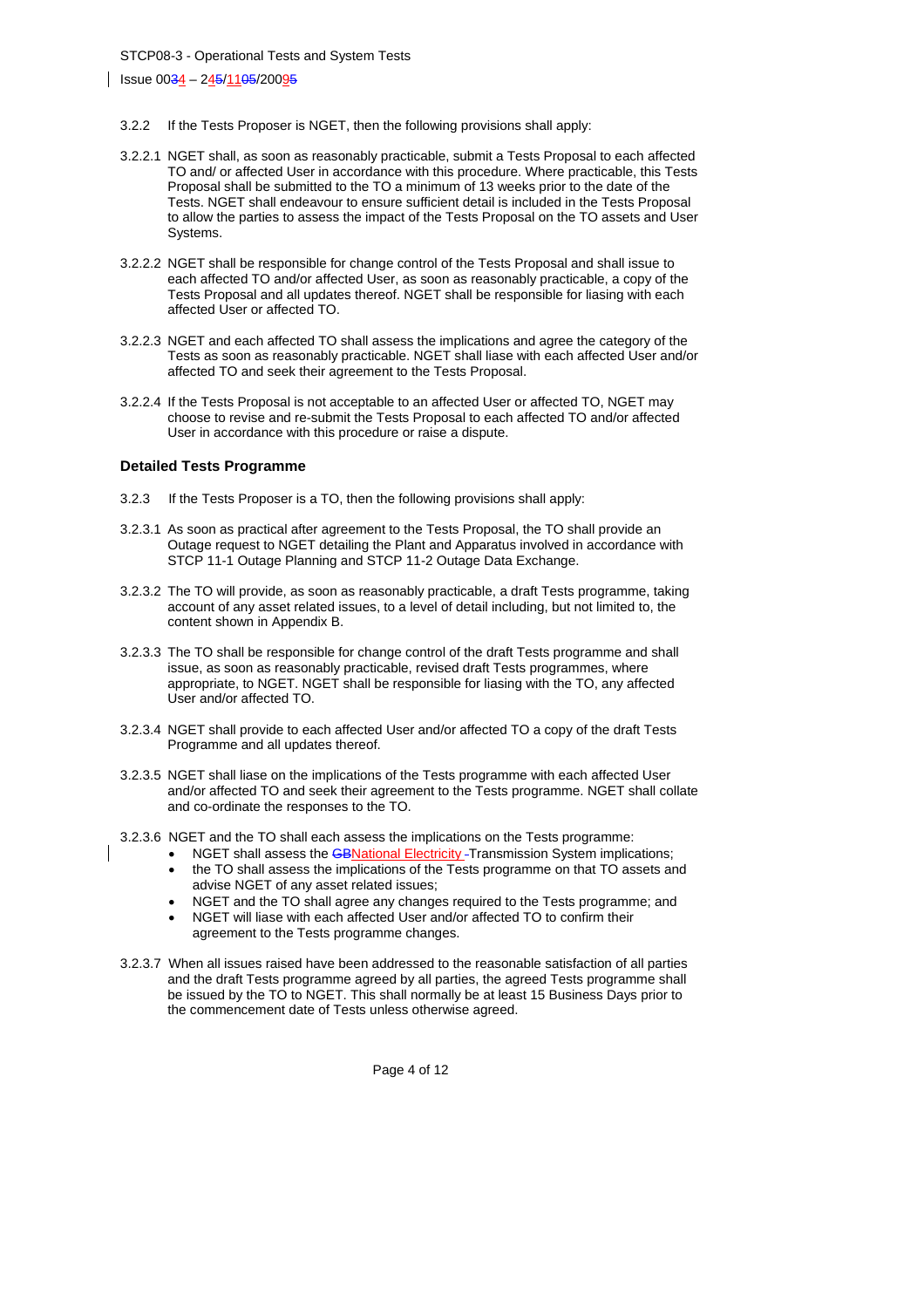3.2.2 If the Tests Proposer is NGET, then the following provisions shall apply:

3.2.2.1 NGET shall, as soon as reasonably practicable, submit a Tests Proposal to each affected TO and/ or affected User in accordance with this procedure. Where practicable, this Tests Proposal shall be submitted to the TO a minimum of 13 weeks prior to the date of the Tests. NGET shall endeavour to ensure sufficient detail is included in the Tests Proposal to allow the parties to assess the impact of the Tests Proposal on the TO assets and User Systems.

3.2.2.2 NGET shall be responsible for change control of the Tests Proposal and shall issue to each affected TO and/or affected User, as soon as reasonably practicable, a copy of the Tests Proposal and all updates thereof. NGET shall be responsible for liasing with each affected User or affected TO.

3.2.2.3 NGET and each affected TO shall assess the implications and agree the category of the Tests as soon as reasonably practicable. NGET shall liase with each affected User and/or affected TO and seek their agreement to the Tests Proposal.

3.2.2.4 If the Tests Proposal is not acceptable to an affected User or affected TO, NGET may choose to revise and re-submit the Tests Proposal to each affected TO and/or affected User in accordance with this procedure or raise a dispute.

**Detailed Tests Programme**

3.2.3 If the Tests Proposer is a TO, then the following provisions shall apply:

3.2.3.1 As soon as practical after agreement to the Tests Proposal, the TO shall provide an Outage request to NGET detailing the Plant and Apparatus involved in accordance with STCP 11-1 Outage Planning and STCP 11-2 Outage Data Exchange.

3.2.3.2 The TO will provide, as soon as reasonably practicable, a draft Tests programme, taking account of any asset related issues, to a level of detail including, but not limited to, the content shown in Appendix B.

3.2.3.3 The TO shall be responsible for change control of the draft Tests programme and shall issue, as soon as reasonably practicable, revised draft Tests programmes, where appropriate, to NGET. NGET shall be responsible for liasing with the TO, any affected User and/or affected TO.

3.2.3.4 NGET shall provide to each affected User and/or affected TO a copy of the draft Tests Programme and all updates thereof.

3.2.3.5 NGET shall liase on the implications of the Tests programme with each affected User and/or affected TO and seek their agreement to the Tests programme. NGET shall collate and co-ordinate the responses to the TO.

3.2.3.6 NGET and the TO shall each assess the implications on the Tests programme:

- NGET shall assess the ~~GB~~National Electricity Transmission System implications;
- the TO shall assess the implications of the Tests programme on that TO assets and advise NGET of any asset related issues;
- NGET and the TO shall agree any changes required to the Tests programme; and
- NGET will liase with each affected User and/or affected TO to confirm their agreement to the Tests programme changes.

3.2.3.7 When all issues raised have been addressed to the reasonable satisfaction of all parties and the draft Tests programme agreed by all parties, the agreed Tests programme shall be issued by the TO to NGET. This shall normally be at least 15 Business Days prior to the commencement date of Tests unless otherwise agreed.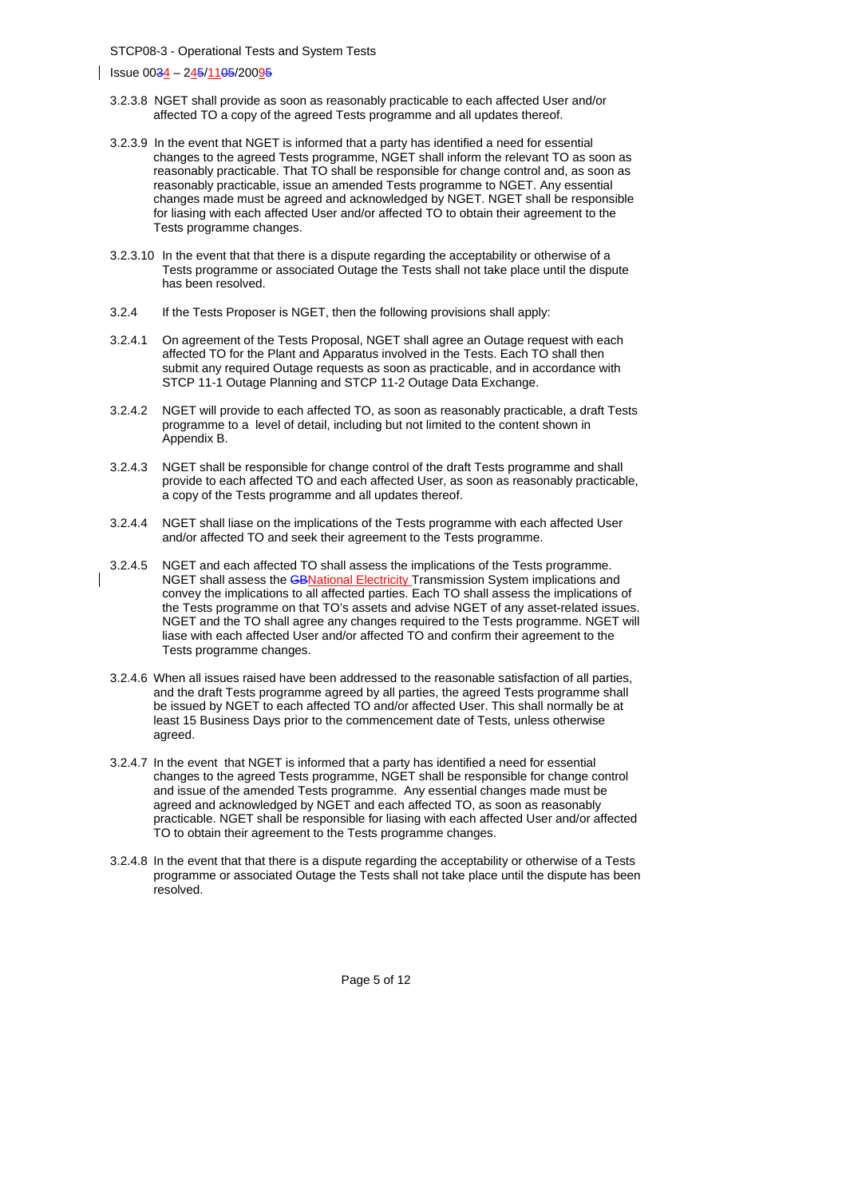3.2.3.8 NGET shall provide as soon as reasonably practicable to each affected User and/or affected TO a copy of the agreed Tests programme and all updates thereof.

3.2.3.9 In the event that NGET is informed that a party has identified a need for essential changes to the agreed Tests programme, NGET shall inform the relevant TO as soon as reasonably practicable. That TO shall be responsible for change control and, as soon as reasonably practicable, issue an amended Tests programme to NGET. Any essential changes made must be agreed and acknowledged by NGET. NGET shall be responsible for liasing with each affected User and/or affected TO to obtain their agreement to the Tests programme changes.

3.2.3.10 In the event that that there is a dispute regarding the acceptability or otherwise of a Tests programme or associated Outage the Tests shall not take place until the dispute has been resolved.

3.2.4 If the Tests Proposer is NGET, then the following provisions shall apply:

3.2.4.1 On agreement of the Tests Proposal, NGET shall agree an Outage request with each affected TO for the Plant and Apparatus involved in the Tests. Each TO shall then submit any required Outage requests as soon as practicable, and in accordance with STCP 11-1 Outage Planning and STCP 11-2 Outage Data Exchange.

3.2.4.2 NGET will provide to each affected TO, as soon as reasonably practicable, a draft Tests programme to a level of detail, including but not limited to the content shown in Appendix B.

3.2.4.3 NGET shall be responsible for change control of the draft Tests programme and shall provide to each affected TO and each affected User, as soon as reasonably practicable, a copy of the Tests programme and all updates thereof.

3.2.4.4 NGET shall liase on the implications of the Tests programme with each affected User and/or affected TO and seek their agreement to the Tests programme.

3.2.4.5 NGET and each affected TO shall assess the implications of the Tests programme. NGET shall assess the ~~GB~~National Electricity Transmission System implications and convey the implications to all affected parties. Each TO shall assess the implications of the Tests programme on that TO's assets and advise NGET of any asset-related issues. NGET and the TO shall agree any changes required to the Tests programme. NGET will liase with each affected User and/or affected TO and confirm their agreement to the Tests programme changes.

3.2.4.6 When all issues raised have been addressed to the reasonable satisfaction of all parties, and the draft Tests programme agreed by all parties, the agreed Tests programme shall be issued by NGET to each affected TO and/or affected User. This shall normally be at least 15 Business Days prior to the commencement date of Tests, unless otherwise agreed.

3.2.4.7 In the event that NGET is informed that a party has identified a need for essential changes to the agreed Tests programme, NGET shall be responsible for change control and issue of the amended Tests programme. Any essential changes made must be agreed and acknowledged by NGET and each affected TO, as soon as reasonably practicable. NGET shall be responsible for liasing with each affected User and/or affected TO to obtain their agreement to the Tests programme changes.

3.2.4.8 In the event that that there is a dispute regarding the acceptability or otherwise of a Tests programme or associated Outage the Tests shall not take place until the dispute has been resolved.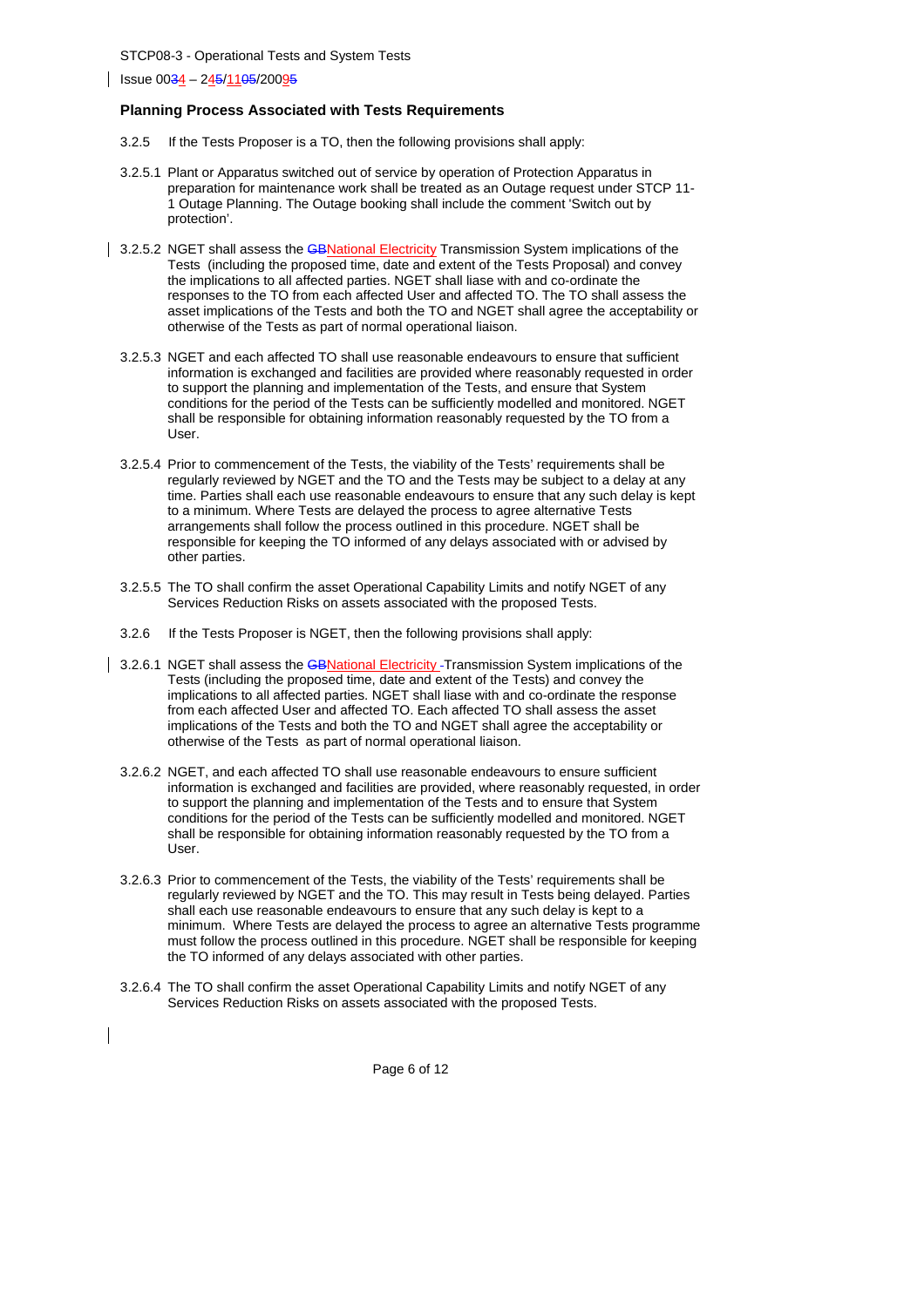## Planning Process Associated with Tests Requirements

3.2.5 If the Tests Proposer is a TO, then the following provisions shall apply:

3.2.5.1 Plant or Apparatus switched out of service by operation of Protection Apparatus in preparation for maintenance work shall be treated as an Outage request under STCP 11-1 Outage Planning. The Outage booking shall include the comment 'Switch out by protection'.

3.2.5.2 NGET shall assess the ~~GB~~National Electricity Transmission System implications of the Tests (including the proposed time, date and extent of the Tests Proposal) and convey the implications to all affected parties. NGET shall liase with and co-ordinate the responses to the TO from each affected User and affected TO. The TO shall assess the asset implications of the Tests and both the TO and NGET shall agree the acceptability or otherwise of the Tests as part of normal operational liaison.

3.2.5.3 NGET and each affected TO shall use reasonable endeavours to ensure that sufficient information is exchanged and facilities are provided where reasonably requested in order to support the planning and implementation of the Tests, and ensure that System conditions for the period of the Tests can be sufficiently modelled and monitored. NGET shall be responsible for obtaining information reasonably requested by the TO from a User.

3.2.5.4 Prior to commencement of the Tests, the viability of the Tests' requirements shall be regularly reviewed by NGET and the TO and the Tests may be subject to a delay at any time. Parties shall each use reasonable endeavours to ensure that any such delay is kept to a minimum. Where Tests are delayed the process to agree alternative Tests arrangements shall follow the process outlined in this procedure. NGET shall be responsible for keeping the TO informed of any delays associated with or advised by other parties.

3.2.5.5 The TO shall confirm the asset Operational Capability Limits and notify NGET of any Services Reduction Risks on assets associated with the proposed Tests.

3.2.6 If the Tests Proposer is NGET, then the following provisions shall apply:

3.2.6.1 NGET shall assess the ~~GB~~National Electricity ~~-~~Transmission System implications of the Tests (including the proposed time, date and extent of the Tests) and convey the implications to all affected parties. NGET shall liase with and co-ordinate the response from each affected User and affected TO. Each affected TO shall assess the asset implications of the Tests and both the TO and NGET shall agree the acceptability or otherwise of the Tests as part of normal operational liaison.

3.2.6.2 NGET, and each affected TO shall use reasonable endeavours to ensure sufficient information is exchanged and facilities are provided, where reasonably requested, in order to support the planning and implementation of the Tests and to ensure that System conditions for the period of the Tests can be sufficiently modelled and monitored. NGET shall be responsible for obtaining information reasonably requested by the TO from a User.

3.2.6.3 Prior to commencement of the Tests, the viability of the Tests' requirements shall be regularly reviewed by NGET and the TO. This may result in Tests being delayed. Parties shall each use reasonable endeavours to ensure that any such delay is kept to a minimum. Where Tests are delayed the process to agree an alternative Tests programme must follow the process outlined in this procedure. NGET shall be responsible for keeping the TO informed of any delays associated with other parties.

3.2.6.4 The TO shall confirm the asset Operational Capability Limits and notify NGET of any Services Reduction Risks on assets associated with the proposed Tests.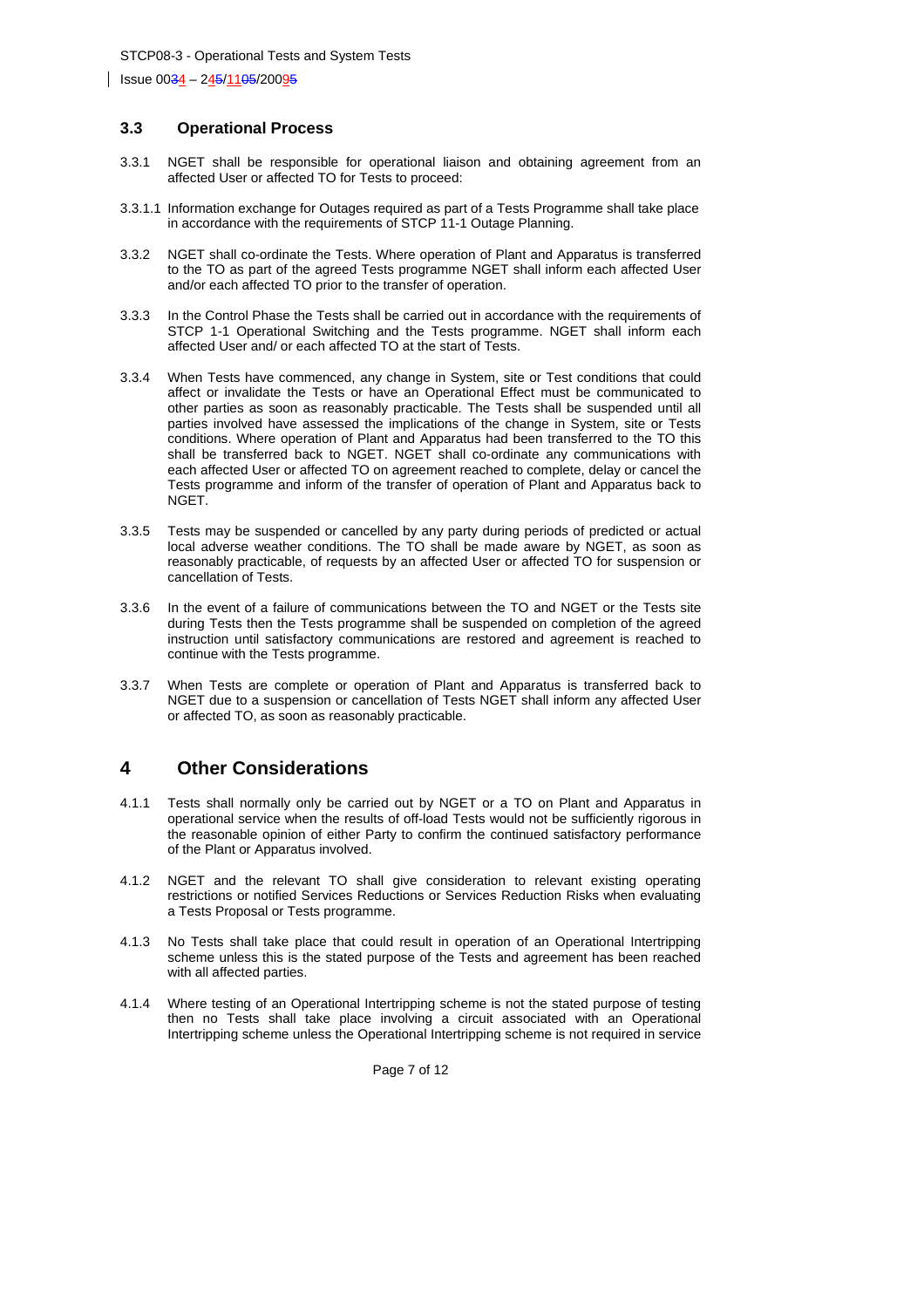### 3.3 Operational Process

3.3.1 NGET shall be responsible for operational liaison and obtaining agreement from an affected User or affected TO for Tests to proceed:

3.3.1.1 Information exchange for Outages required as part of a Tests Programme shall take place in accordance with the requirements of STCP 11-1 Outage Planning.

3.3.2 NGET shall co-ordinate the Tests. Where operation of Plant and Apparatus is transferred to the TO as part of the agreed Tests programme NGET shall inform each affected User and/or each affected TO prior to the transfer of operation.

3.3.3 In the Control Phase the Tests shall be carried out in accordance with the requirements of STCP 1-1 Operational Switching and the Tests programme. NGET shall inform each affected User and/ or each affected TO at the start of Tests.

3.3.4 When Tests have commenced, any change in System, site or Test conditions that could affect or invalidate the Tests or have an Operational Effect must be communicated to other parties as soon as reasonably practicable. The Tests shall be suspended until all parties involved have assessed the implications of the change in System, site or Tests conditions. Where operation of Plant and Apparatus had been transferred to the TO this shall be transferred back to NGET. NGET shall co-ordinate any communications with each affected User or affected TO on agreement reached to complete, delay or cancel the Tests programme and inform of the transfer of operation of Plant and Apparatus back to NGET.

3.3.5 Tests may be suspended or cancelled by any party during periods of predicted or actual local adverse weather conditions. The TO shall be made aware by NGET, as soon as reasonably practicable, of requests by an affected User or affected TO for suspension or cancellation of Tests.

3.3.6 In the event of a failure of communications between the TO and NGET or the Tests site during Tests then the Tests programme shall be suspended on completion of the agreed instruction until satisfactory communications are restored and agreement is reached to continue with the Tests programme.

3.3.7 When Tests are complete or operation of Plant and Apparatus is transferred back to NGET due to a suspension or cancellation of Tests NGET shall inform any affected User or affected TO, as soon as reasonably practicable.

## 4 Other Considerations

4.1.1 Tests shall normally only be carried out by NGET or a TO on Plant and Apparatus in operational service when the results of off-load Tests would not be sufficiently rigorous in the reasonable opinion of either Party to confirm the continued satisfactory performance of the Plant or Apparatus involved.

4.1.2 NGET and the relevant TO shall give consideration to relevant existing operating restrictions or notified Services Reductions or Services Reduction Risks when evaluating a Tests Proposal or Tests programme.

4.1.3 No Tests shall take place that could result in operation of an Operational Intertripping scheme unless this is the stated purpose of the Tests and agreement has been reached with all affected parties.

4.1.4 Where testing of an Operational Intertripping scheme is not the stated purpose of testing then no Tests shall take place involving a circuit associated with an Operational Intertripping scheme unless the Operational Intertripping scheme is not required in service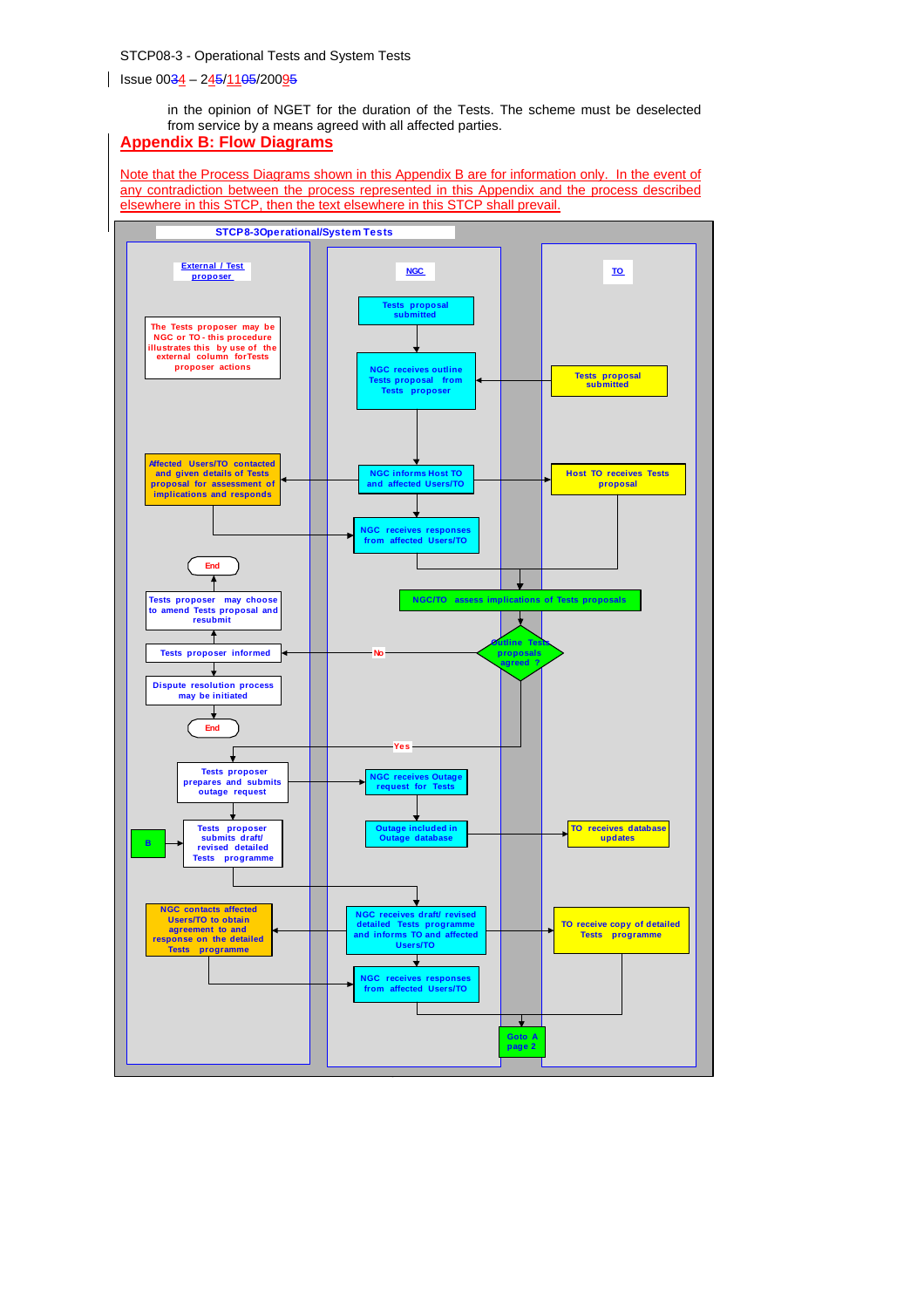in the opinion of NGET for the duration of the Tests. The scheme must be deselected from service by a means agreed with all affected parties.

## Appendix B: Flow Diagrams

Note that the Process Diagrams shown in this Appendix B are for information only. In the event of any contradiction between the process represented in this Appendix and the process described elsewhere in this STCP, then the text elsewhere in this STCP shall prevail.

**STCP8-3Operational/System Tests**

| External / Test proposer | NGC | TO |
|---|---|---|
| The Tests proposer may be NGC or TO - this procedure illustrates this by use of the external column forTests proposer actions | Tests proposal submitted | |
| | NGC receives outline Tests proposal from Tests proposer | Tests proposal submitted |
| Affected Users/TO contacted and given details of Tests proposal for assessment of implications and responds | NGC informs Host TO and affected Users/TO | Host TO receives Tests proposal |
| | NGC receives responses from affected Users/TO | |
| | NGC/TO assess implications of Tests proposals | |
| | Outline Tests proposals agreed ? | |
| No: Tests proposer informed → Tests proposer may choose to amend Tests proposal and resubmit → End; Dispute resolution process may be initiated → End | | |
| Yes: Tests proposer prepares and submits outage request | NGC receives Outage request for Tests | |
| B → Tests proposer submits draft/ revised detailed Tests programme | Outage included in Outage database | TO receives database updates |
| NGC contacts affected Users/TO to obtain agreement to and response on the detailed Tests programme | NGC receives draft/ revised detailed Tests programme and informs TO and affected Users/TO | TO receive copy of detailed Tests programme |
| | NGC receives responses from affected Users/TO | |
| | Goto A page 2 | |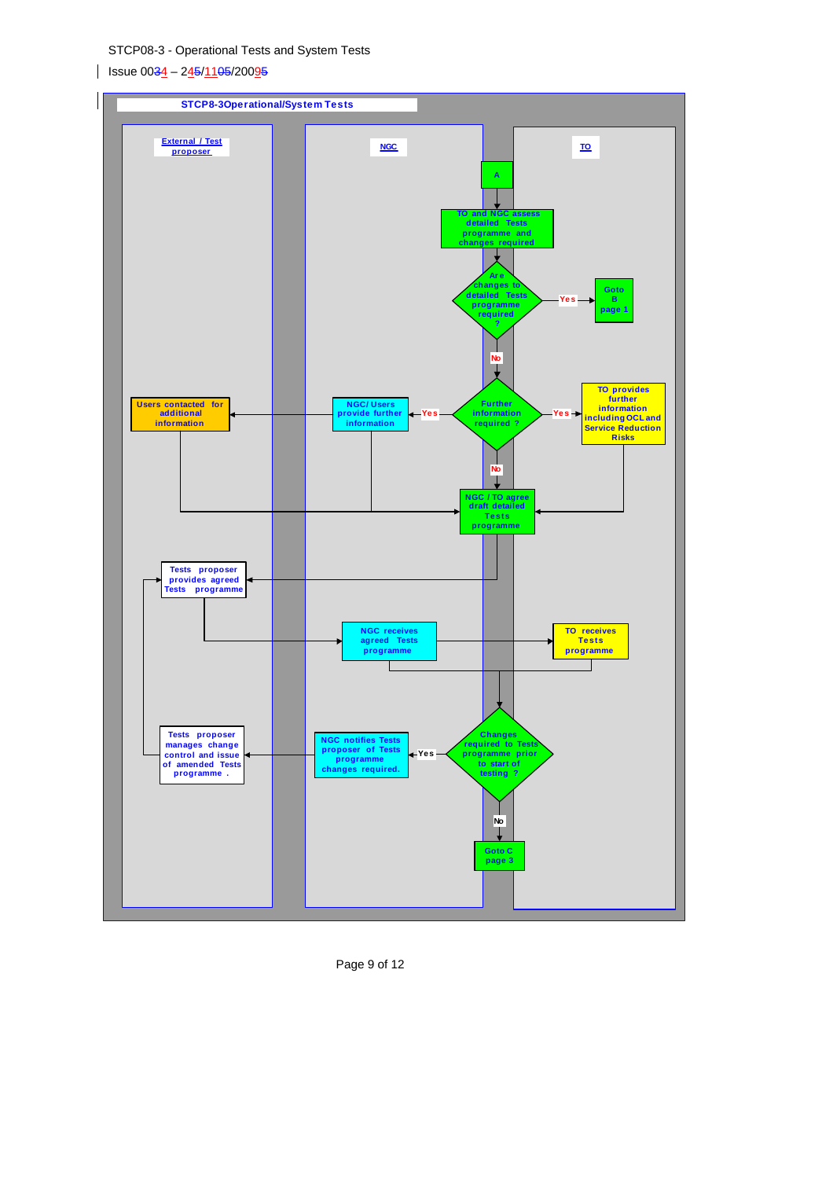**STCP8-3Operational/System Tests**

**External / Test proposer** | **NGC** | **TO**

- A
- TO and NGC assess detailed Tests programme and changes required
- Are changes to detailed Tests programme required ?
  - Yes → Goto B page 1
  - No → Further information required ?
    - Yes (NGC) → NGC/ Users provide further information → Users contacted for additional information
    - Yes (TO) → TO provides further information including OCL and Service Reduction Risks
    - No → NGC / TO agree draft detailed Tests programme
- Tests proposer provides agreed Tests programme
- NGC receives agreed Tests programme
- TO receives Tests programme
- Changes required to Tests programme prior to start of testing ?
  - Yes → NGC notifies Tests proposer of Tests programme changes required. → Tests proposer manages change control and issue of amended Tests programme .
  - No → Goto C page 3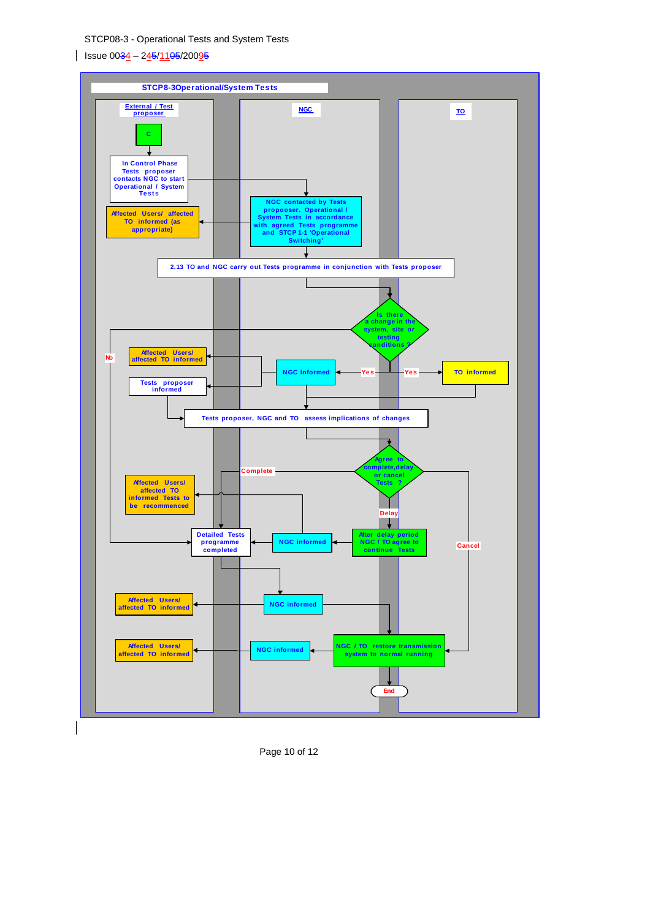STCP08-3 - Operational Tests and System Tests

Issue 0034 – 245/1105/20095

**STCP8-3Operational/System Tests**

**External / Test proposer** | **NGC** | **TO**

- C
- In Control Phase Tests proposer contacts NGC to start Operational / System Tests
- NGC contacted by Tests propooser. Operational / System Tests in accordance with agreed Tests programme and STCP 1-1 'Operational Switching'
- Affected Users/ affected TO informed (as appropriate)
- 2.13 TO and NGC carry out Tests programme in conjunction with Tests proposer
- Is there a change in the system, site or testing conditions ?
  - Yes → NGC informed → Affected Users/ affected TO informed; Tests proposer informed
  - Yes → TO informed
  - No → Detailed Tests programme completed
- Tests proposer, NGC and TO assess implications of changes
- Agree to complete,delay or cancel Tests ?
  - Complete → Detailed Tests programme completed
  - Delay → After delay period NGC / TO agree to continue Tests → NGC informed → Affected Users/ affected TO informed Tests to be recommenced; Detailed Tests programme completed
  - Cancel → NGC / TO restore transmission system to normal running
- Detailed Tests programme completed → NGC informed → Affected Users/ affected TO informed
- NGC / TO restore transmission system to normal running → NGC informed → Affected Users/ affected TO informed
- End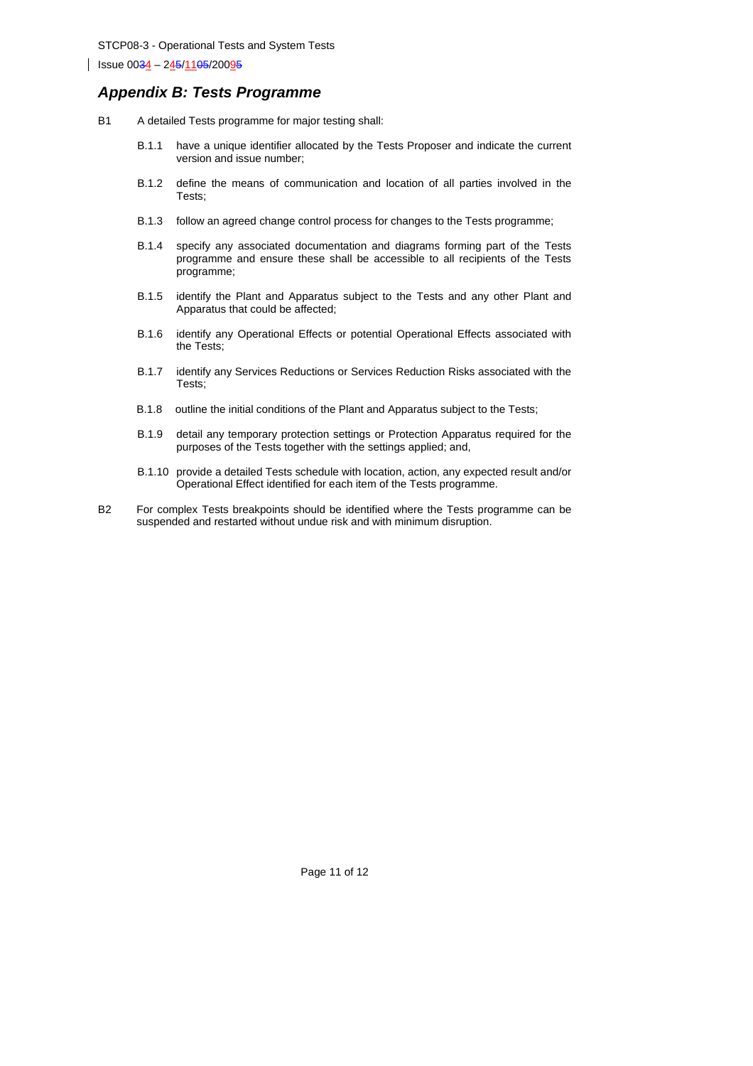## *Appendix B: Tests Programme*

B1 A detailed Tests programme for major testing shall:

B.1.1 have a unique identifier allocated by the Tests Proposer and indicate the current version and issue number;

B.1.2 define the means of communication and location of all parties involved in the Tests;

B.1.3 follow an agreed change control process for changes to the Tests programme;

B.1.4 specify any associated documentation and diagrams forming part of the Tests programme and ensure these shall be accessible to all recipients of the Tests programme;

B.1.5 identify the Plant and Apparatus subject to the Tests and any other Plant and Apparatus that could be affected;

B.1.6 identify any Operational Effects or potential Operational Effects associated with the Tests;

B.1.7 identify any Services Reductions or Services Reduction Risks associated with the Tests;

B.1.8 outline the initial conditions of the Plant and Apparatus subject to the Tests;

B.1.9 detail any temporary protection settings or Protection Apparatus required for the purposes of the Tests together with the settings applied; and,

B.1.10 provide a detailed Tests schedule with location, action, any expected result and/or Operational Effect identified for each item of the Tests programme.

B2 For complex Tests breakpoints should be identified where the Tests programme can be suspended and restarted without undue risk and with minimum disruption.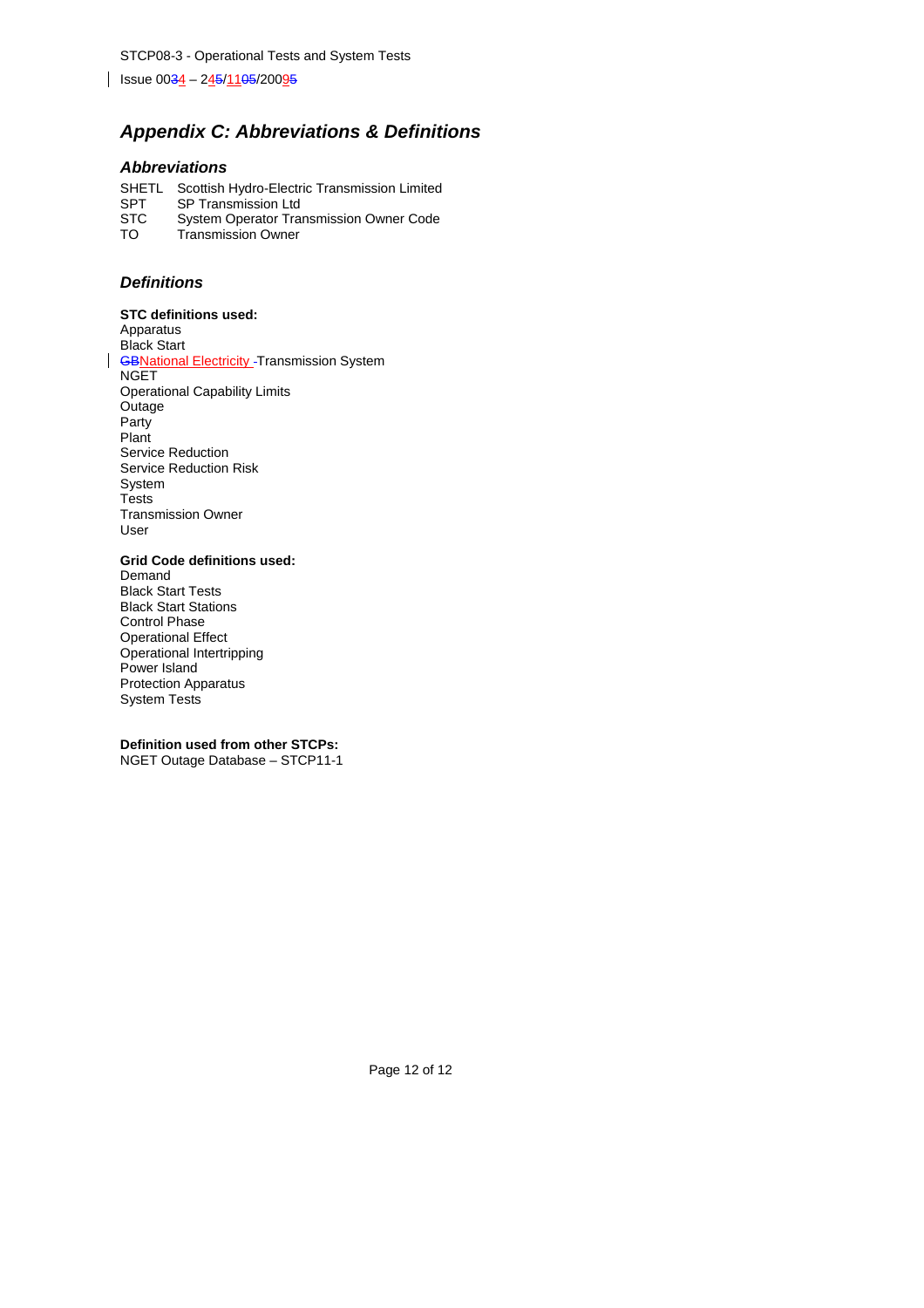# Appendix C: Abbreviations & Definitions

## Abbreviations

| | |
|---|---|
| SHETL | Scottish Hydro-Electric Transmission Limited |
| SPT | SP Transmission Ltd |
| STC | System Operator Transmission Owner Code |
| TO | Transmission Owner |

## Definitions

**STC definitions used:**
Apparatus
Black Start
GBNational Electricity Transmission System
NGET
Operational Capability Limits
Outage
Party
Plant
Service Reduction
Service Reduction Risk
System
Tests
Transmission Owner
User

**Grid Code definitions used:**
Demand
Black Start Tests
Black Start Stations
Control Phase
Operational Effect
Operational Intertripping
Power Island
Protection Apparatus
System Tests

**Definition used from other STCPs:**
NGET Outage Database – STCP11-1